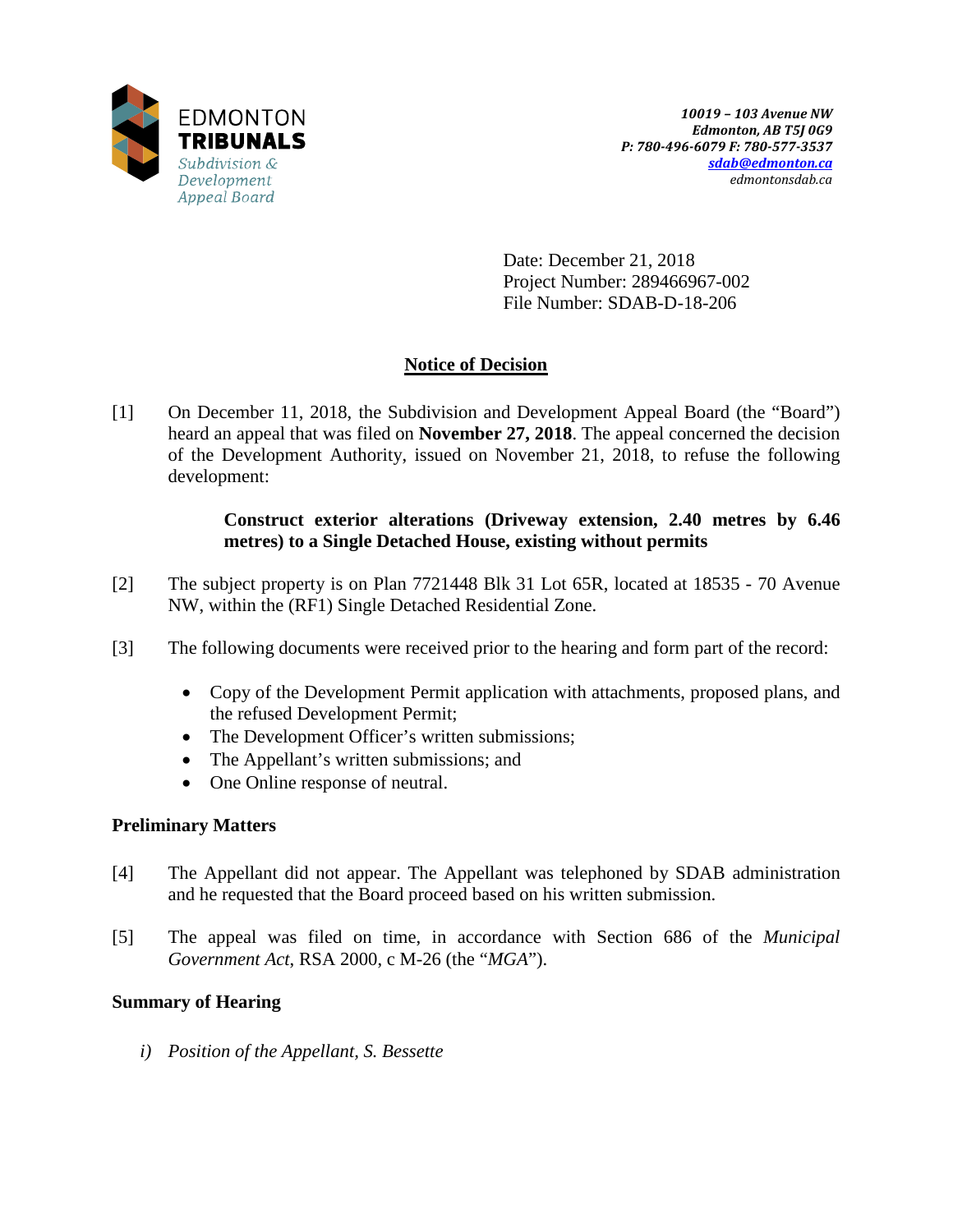EDMONTON **TRIBUNALS**
*Subdivision & Development Appeal Board*

***10019 – 103 Avenue NW***
***Edmonton, AB T5J 0G9***
***P: 780-496-6079 F: 780-577-3537***
***sdab@edmonton.ca***
*edmontonsdab.ca*

Date: December 21, 2018
Project Number: 289466967-002
File Number: SDAB-D-18-206

## Notice of Decision

[1] On December 11, 2018, the Subdivision and Development Appeal Board (the "Board") heard an appeal that was filed on **November 27, 2018**. The appeal concerned the decision of the Development Authority, issued on November 21, 2018, to refuse the following development:

> **Construct exterior alterations (Driveway extension, 2.40 metres by 6.46 metres) to a Single Detached House, existing without permits**

[2] The subject property is on Plan 7721448 Blk 31 Lot 65R, located at 18535 - 70 Avenue NW, within the (RF1) Single Detached Residential Zone.

[3] The following documents were received prior to the hearing and form part of the record:

- Copy of the Development Permit application with attachments, proposed plans, and the refused Development Permit;
- The Development Officer's written submissions;
- The Appellant's written submissions; and
- One Online response of neutral.

### Preliminary Matters

[4] The Appellant did not appear. The Appellant was telephoned by SDAB administration and he requested that the Board proceed based on his written submission.

[5] The appeal was filed on time, in accordance with Section 686 of the *Municipal Government Act*, RSA 2000, c M-26 (the "*MGA*").

### Summary of Hearing

*i) Position of the Appellant, S. Bessette*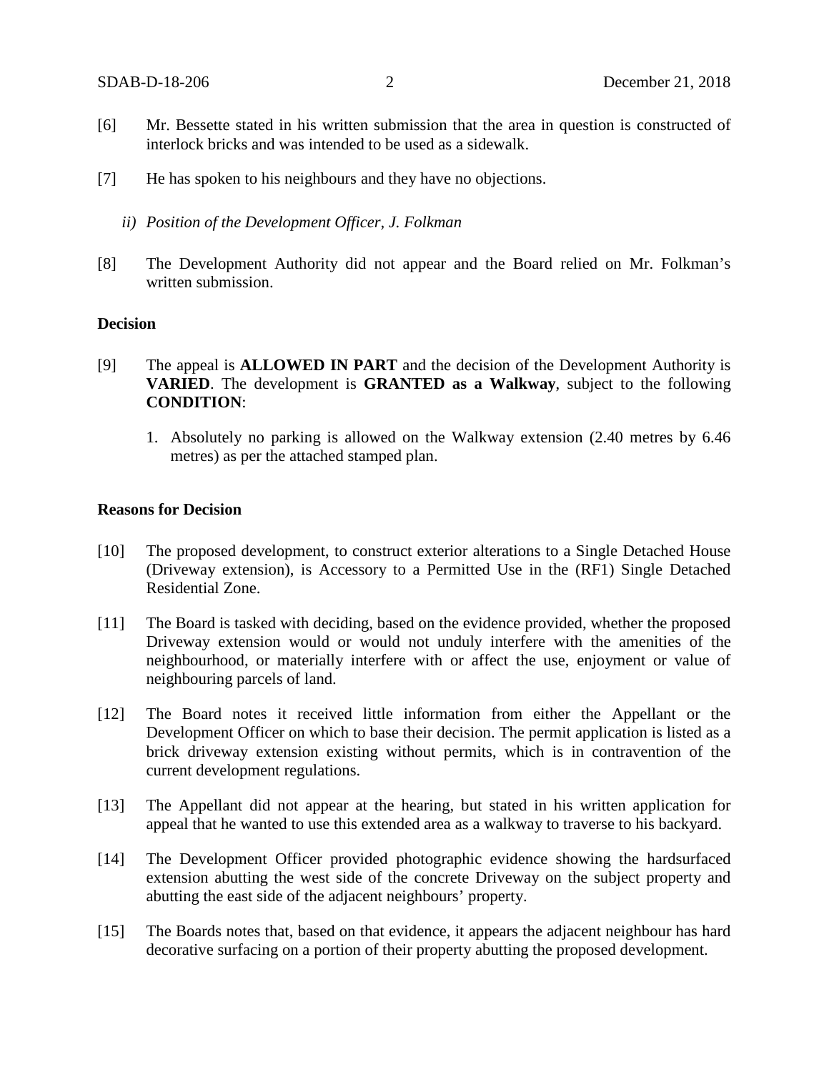[6] Mr. Bessette stated in his written submission that the area in question is constructed of interlock bricks and was intended to be used as a sidewalk.

[7] He has spoken to his neighbours and they have no objections.

*ii) Position of the Development Officer, J. Folkman*

[8] The Development Authority did not appear and the Board relied on Mr. Folkman's written submission.

**Decision**

[9] The appeal is **ALLOWED IN PART** and the decision of the Development Authority is **VARIED**. The development is **GRANTED as a Walkway**, subject to the following **CONDITION**:

1. Absolutely no parking is allowed on the Walkway extension (2.40 metres by 6.46 metres) as per the attached stamped plan.

**Reasons for Decision**

[10] The proposed development, to construct exterior alterations to a Single Detached House (Driveway extension), is Accessory to a Permitted Use in the (RF1) Single Detached Residential Zone.

[11] The Board is tasked with deciding, based on the evidence provided, whether the proposed Driveway extension would or would not unduly interfere with the amenities of the neighbourhood, or materially interfere with or affect the use, enjoyment or value of neighbouring parcels of land.

[12] The Board notes it received little information from either the Appellant or the Development Officer on which to base their decision. The permit application is listed as a brick driveway extension existing without permits, which is in contravention of the current development regulations.

[13] The Appellant did not appear at the hearing, but stated in his written application for appeal that he wanted to use this extended area as a walkway to traverse to his backyard.

[14] The Development Officer provided photographic evidence showing the hardsurfaced extension abutting the west side of the concrete Driveway on the subject property and abutting the east side of the adjacent neighbours' property.

[15] The Boards notes that, based on that evidence, it appears the adjacent neighbour has hard decorative surfacing on a portion of their property abutting the proposed development.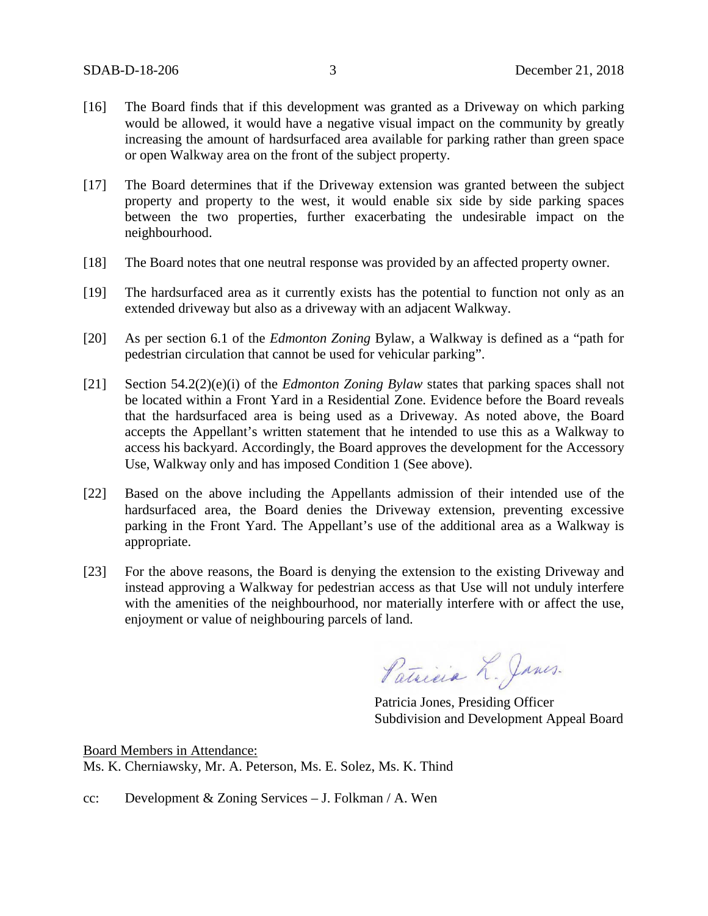[16] The Board finds that if this development was granted as a Driveway on which parking would be allowed, it would have a negative visual impact on the community by greatly increasing the amount of hardsurfaced area available for parking rather than green space or open Walkway area on the front of the subject property.

[17] The Board determines that if the Driveway extension was granted between the subject property and property to the west, it would enable six side by side parking spaces between the two properties, further exacerbating the undesirable impact on the neighbourhood.

[18] The Board notes that one neutral response was provided by an affected property owner.

[19] The hardsurfaced area as it currently exists has the potential to function not only as an extended driveway but also as a driveway with an adjacent Walkway.

[20] As per section 6.1 of the *Edmonton Zoning* Bylaw, a Walkway is defined as a "path for pedestrian circulation that cannot be used for vehicular parking".

[21] Section 54.2(2)(e)(i) of the *Edmonton Zoning Bylaw* states that parking spaces shall not be located within a Front Yard in a Residential Zone. Evidence before the Board reveals that the hardsurfaced area is being used as a Driveway. As noted above, the Board accepts the Appellant's written statement that he intended to use this as a Walkway to access his backyard. Accordingly, the Board approves the development for the Accessory Use, Walkway only and has imposed Condition 1 (See above).

[22] Based on the above including the Appellants admission of their intended use of the hardsurfaced area, the Board denies the Driveway extension, preventing excessive parking in the Front Yard. The Appellant's use of the additional area as a Walkway is appropriate.

[23] For the above reasons, the Board is denying the extension to the existing Driveway and instead approving a Walkway for pedestrian access as that Use will not unduly interfere with the amenities of the neighbourhood, nor materially interfere with or affect the use, enjoyment or value of neighbouring parcels of land.

Patricia Jones, Presiding Officer
Subdivision and Development Appeal Board

Board Members in Attendance:
Ms. K. Cherniawsky, Mr. A. Peterson, Ms. E. Solez, Ms. K. Thind

cc: Development & Zoning Services – J. Folkman / A. Wen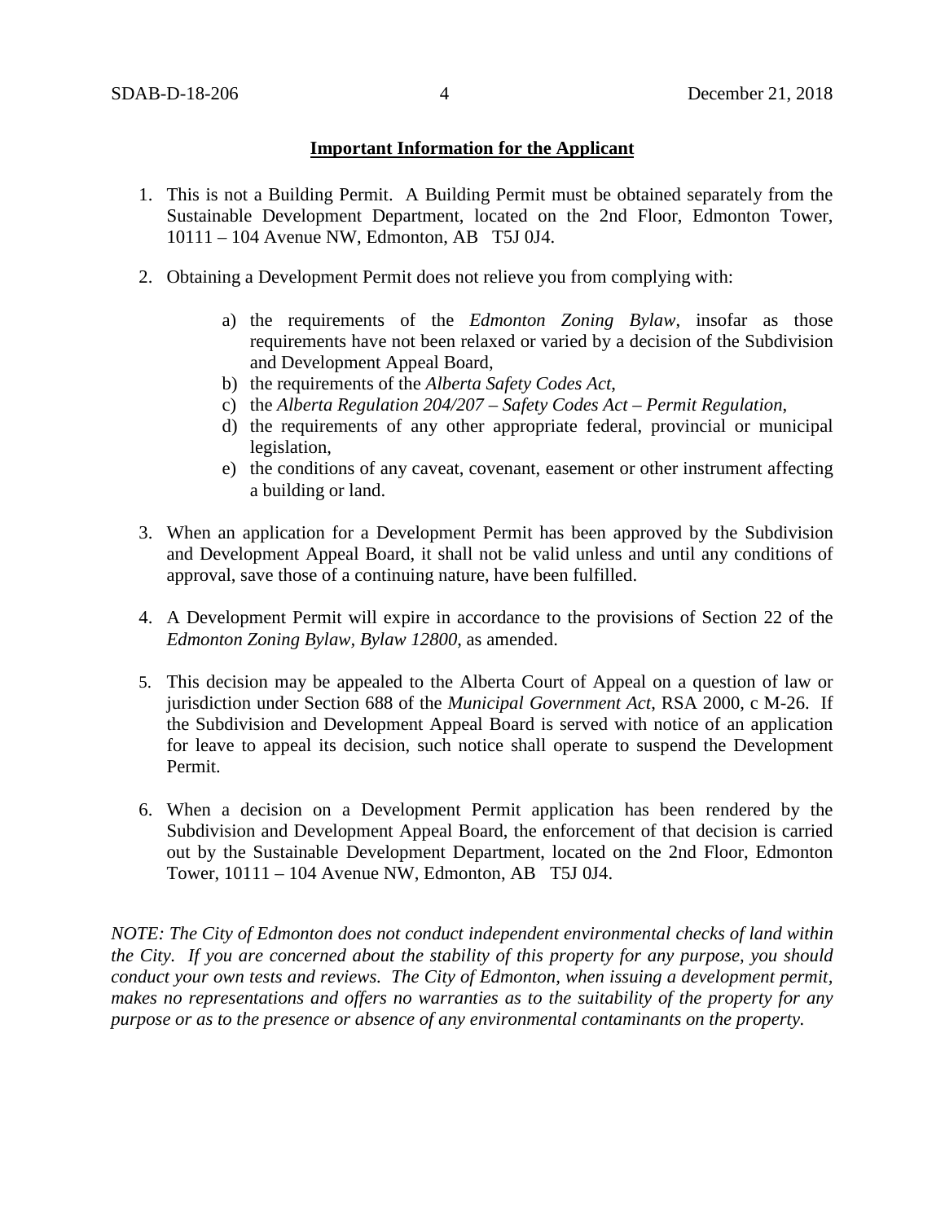**Important Information for the Applicant**

1. This is not a Building Permit. A Building Permit must be obtained separately from the Sustainable Development Department, located on the 2nd Floor, Edmonton Tower, 10111 – 104 Avenue NW, Edmonton, AB T5J 0J4.

2. Obtaining a Development Permit does not relieve you from complying with:

   a) the requirements of the *Edmonton Zoning Bylaw*, insofar as those requirements have not been relaxed or varied by a decision of the Subdivision and Development Appeal Board,
   b) the requirements of the *Alberta Safety Codes Act*,
   c) the *Alberta Regulation 204/207 – Safety Codes Act – Permit Regulation*,
   d) the requirements of any other appropriate federal, provincial or municipal legislation,
   e) the conditions of any caveat, covenant, easement or other instrument affecting a building or land.

3. When an application for a Development Permit has been approved by the Subdivision and Development Appeal Board, it shall not be valid unless and until any conditions of approval, save those of a continuing nature, have been fulfilled.

4. A Development Permit will expire in accordance to the provisions of Section 22 of the *Edmonton Zoning Bylaw, Bylaw 12800*, as amended.

5. This decision may be appealed to the Alberta Court of Appeal on a question of law or jurisdiction under Section 688 of the *Municipal Government Act*, RSA 2000, c M-26. If the Subdivision and Development Appeal Board is served with notice of an application for leave to appeal its decision, such notice shall operate to suspend the Development Permit.

6. When a decision on a Development Permit application has been rendered by the Subdivision and Development Appeal Board, the enforcement of that decision is carried out by the Sustainable Development Department, located on the 2nd Floor, Edmonton Tower, 10111 – 104 Avenue NW, Edmonton, AB T5J 0J4.

*NOTE: The City of Edmonton does not conduct independent environmental checks of land within the City. If you are concerned about the stability of this property for any purpose, you should conduct your own tests and reviews. The City of Edmonton, when issuing a development permit, makes no representations and offers no warranties as to the suitability of the property for any purpose or as to the presence or absence of any environmental contaminants on the property.*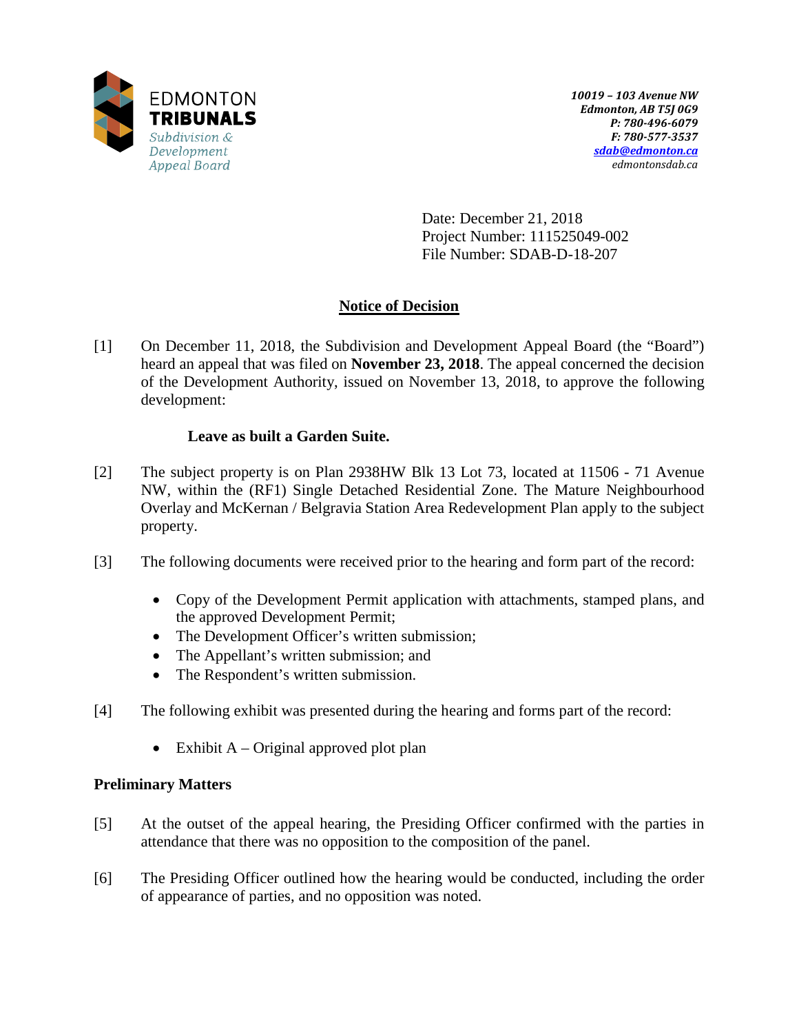EDMONTON **TRIBUNALS**
*Subdivision & Development Appeal Board*

***10019 – 103 Avenue NW***
***Edmonton, AB T5J 0G9***
***P: 780-496-6079***
***F: 780-577-3537***
***sdab@edmonton.ca***
*edmontonsdab.ca*

Date: December 21, 2018
Project Number: 111525049-002
File Number: SDAB-D-18-207

## Notice of Decision

[1] On December 11, 2018, the Subdivision and Development Appeal Board (the "Board") heard an appeal that was filed on **November 23, 2018**. The appeal concerned the decision of the Development Authority, issued on November 13, 2018, to approve the following development:

**Leave as built a Garden Suite.**

[2] The subject property is on Plan 2938HW Blk 13 Lot 73, located at 11506 - 71 Avenue NW, within the (RF1) Single Detached Residential Zone. The Mature Neighbourhood Overlay and McKernan / Belgravia Station Area Redevelopment Plan apply to the subject property.

[3] The following documents were received prior to the hearing and form part of the record:

- Copy of the Development Permit application with attachments, stamped plans, and the approved Development Permit;
- The Development Officer's written submission;
- The Appellant's written submission; and
- The Respondent's written submission.

[4] The following exhibit was presented during the hearing and forms part of the record:

- Exhibit A – Original approved plot plan

### Preliminary Matters

[5] At the outset of the appeal hearing, the Presiding Officer confirmed with the parties in attendance that there was no opposition to the composition of the panel.

[6] The Presiding Officer outlined how the hearing would be conducted, including the order of appearance of parties, and no opposition was noted.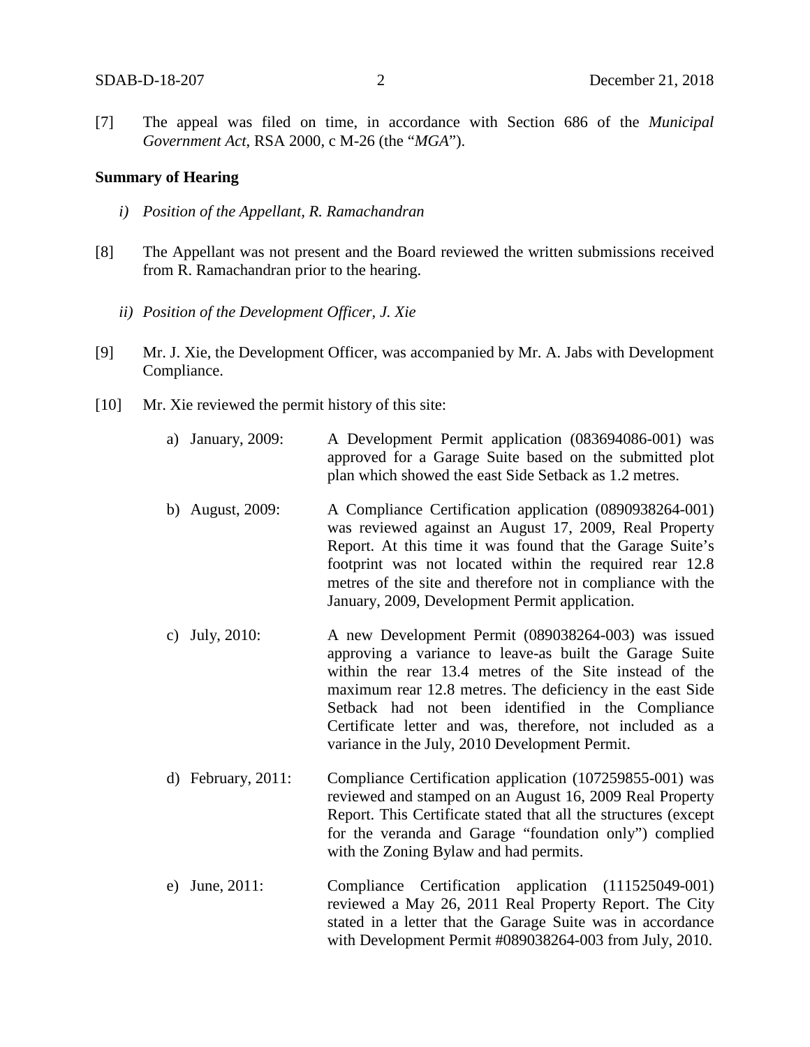[7] The appeal was filed on time, in accordance with Section 686 of the *Municipal Government Act*, RSA 2000, c M-26 (the "*MGA*").

**Summary of Hearing**

*i) Position of the Appellant, R. Ramachandran*

[8] The Appellant was not present and the Board reviewed the written submissions received from R. Ramachandran prior to the hearing.

*ii) Position of the Development Officer, J. Xie*

[9] Mr. J. Xie, the Development Officer, was accompanied by Mr. A. Jabs with Development Compliance.

[10] Mr. Xie reviewed the permit history of this site:

a) January, 2009: A Development Permit application (083694086-001) was approved for a Garage Suite based on the submitted plot plan which showed the east Side Setback as 1.2 metres.

b) August, 2009: A Compliance Certification application (0890938264-001) was reviewed against an August 17, 2009, Real Property Report. At this time it was found that the Garage Suite's footprint was not located within the required rear 12.8 metres of the site and therefore not in compliance with the January, 2009, Development Permit application.

c) July, 2010: A new Development Permit (089038264-003) was issued approving a variance to leave-as built the Garage Suite within the rear 13.4 metres of the Site instead of the maximum rear 12.8 metres. The deficiency in the east Side Setback had not been identified in the Compliance Certificate letter and was, therefore, not included as a variance in the July, 2010 Development Permit.

d) February, 2011: Compliance Certification application (107259855-001) was reviewed and stamped on an August 16, 2009 Real Property Report. This Certificate stated that all the structures (except for the veranda and Garage "foundation only") complied with the Zoning Bylaw and had permits.

e) June, 2011: Compliance Certification application (111525049-001) reviewed a May 26, 2011 Real Property Report. The City stated in a letter that the Garage Suite was in accordance with Development Permit #089038264-003 from July, 2010.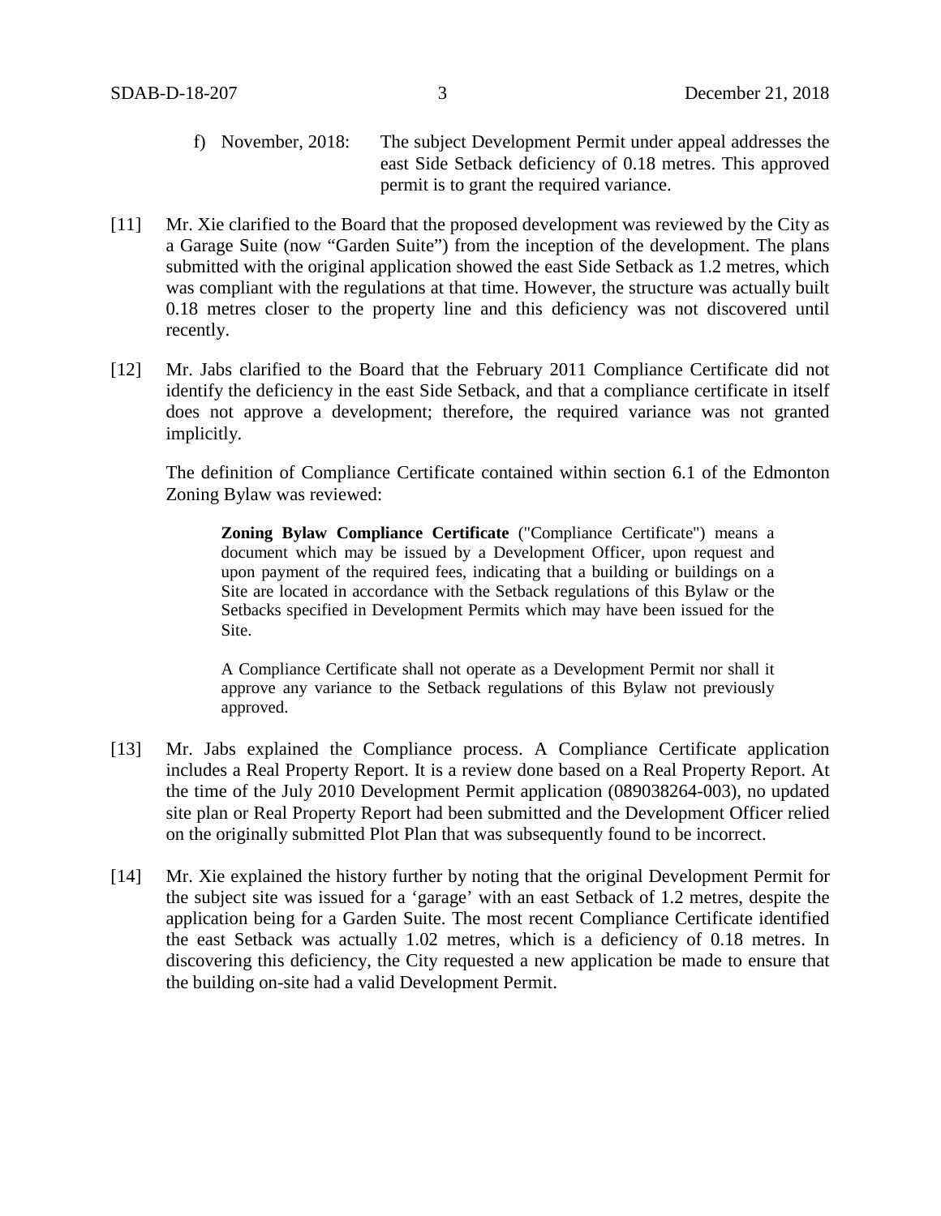f) November, 2018: The subject Development Permit under appeal addresses the east Side Setback deficiency of 0.18 metres. This approved permit is to grant the required variance.

[11] Mr. Xie clarified to the Board that the proposed development was reviewed by the City as a Garage Suite (now "Garden Suite") from the inception of the development. The plans submitted with the original application showed the east Side Setback as 1.2 metres, which was compliant with the regulations at that time. However, the structure was actually built 0.18 metres closer to the property line and this deficiency was not discovered until recently.

[12] Mr. Jabs clarified to the Board that the February 2011 Compliance Certificate did not identify the deficiency in the east Side Setback, and that a compliance certificate in itself does not approve a development; therefore, the required variance was not granted implicitly.

The definition of Compliance Certificate contained within section 6.1 of the Edmonton Zoning Bylaw was reviewed:

> **Zoning Bylaw Compliance Certificate** ("Compliance Certificate") means a document which may be issued by a Development Officer, upon request and upon payment of the required fees, indicating that a building or buildings on a Site are located in accordance with the Setback regulations of this Bylaw or the Setbacks specified in Development Permits which may have been issued for the Site.
>
> A Compliance Certificate shall not operate as a Development Permit nor shall it approve any variance to the Setback regulations of this Bylaw not previously approved.

[13] Mr. Jabs explained the Compliance process. A Compliance Certificate application includes a Real Property Report. It is a review done based on a Real Property Report. At the time of the July 2010 Development Permit application (089038264-003), no updated site plan or Real Property Report had been submitted and the Development Officer relied on the originally submitted Plot Plan that was subsequently found to be incorrect.

[14] Mr. Xie explained the history further by noting that the original Development Permit for the subject site was issued for a 'garage' with an east Setback of 1.2 metres, despite the application being for a Garden Suite. The most recent Compliance Certificate identified the east Setback was actually 1.02 metres, which is a deficiency of 0.18 metres. In discovering this deficiency, the City requested a new application be made to ensure that the building on-site had a valid Development Permit.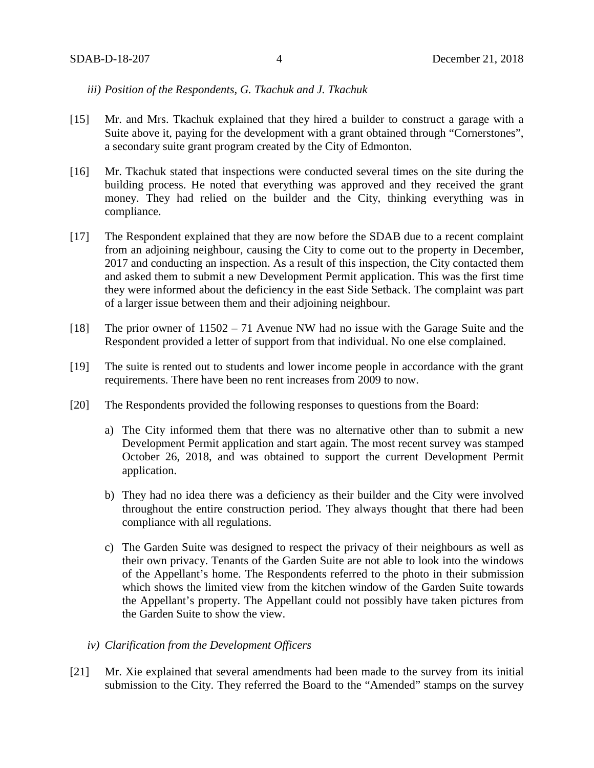*iii) Position of the Respondents, G. Tkachuk and J. Tkachuk*

[15] Mr. and Mrs. Tkachuk explained that they hired a builder to construct a garage with a Suite above it, paying for the development with a grant obtained through "Cornerstones", a secondary suite grant program created by the City of Edmonton.

[16] Mr. Tkachuk stated that inspections were conducted several times on the site during the building process. He noted that everything was approved and they received the grant money. They had relied on the builder and the City, thinking everything was in compliance.

[17] The Respondent explained that they are now before the SDAB due to a recent complaint from an adjoining neighbour, causing the City to come out to the property in December, 2017 and conducting an inspection. As a result of this inspection, the City contacted them and asked them to submit a new Development Permit application. This was the first time they were informed about the deficiency in the east Side Setback. The complaint was part of a larger issue between them and their adjoining neighbour.

[18] The prior owner of 11502 – 71 Avenue NW had no issue with the Garage Suite and the Respondent provided a letter of support from that individual. No one else complained.

[19] The suite is rented out to students and lower income people in accordance with the grant requirements. There have been no rent increases from 2009 to now.

[20] The Respondents provided the following responses to questions from the Board:

a) The City informed them that there was no alternative other than to submit a new Development Permit application and start again. The most recent survey was stamped October 26, 2018, and was obtained to support the current Development Permit application.

b) They had no idea there was a deficiency as their builder and the City were involved throughout the entire construction period. They always thought that there had been compliance with all regulations.

c) The Garden Suite was designed to respect the privacy of their neighbours as well as their own privacy. Tenants of the Garden Suite are not able to look into the windows of the Appellant's home. The Respondents referred to the photo in their submission which shows the limited view from the kitchen window of the Garden Suite towards the Appellant's property. The Appellant could not possibly have taken pictures from the Garden Suite to show the view.

*iv) Clarification from the Development Officers*

[21] Mr. Xie explained that several amendments had been made to the survey from its initial submission to the City. They referred the Board to the "Amended" stamps on the survey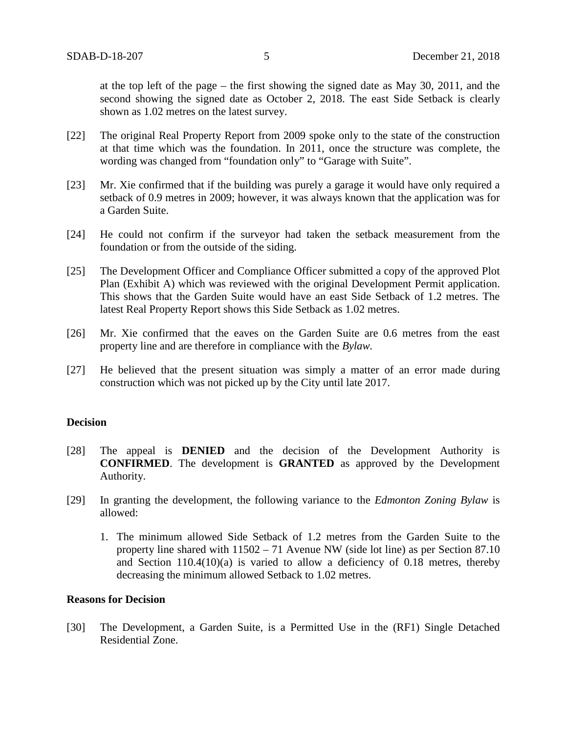at the top left of the page – the first showing the signed date as May 30, 2011, and the second showing the signed date as October 2, 2018. The east Side Setback is clearly shown as 1.02 metres on the latest survey.

[22] The original Real Property Report from 2009 spoke only to the state of the construction at that time which was the foundation. In 2011, once the structure was complete, the wording was changed from "foundation only" to "Garage with Suite".

[23] Mr. Xie confirmed that if the building was purely a garage it would have only required a setback of 0.9 metres in 2009; however, it was always known that the application was for a Garden Suite.

[24] He could not confirm if the surveyor had taken the setback measurement from the foundation or from the outside of the siding.

[25] The Development Officer and Compliance Officer submitted a copy of the approved Plot Plan (Exhibit A) which was reviewed with the original Development Permit application. This shows that the Garden Suite would have an east Side Setback of 1.2 metres. The latest Real Property Report shows this Side Setback as 1.02 metres.

[26] Mr. Xie confirmed that the eaves on the Garden Suite are 0.6 metres from the east property line and are therefore in compliance with the *Bylaw*.

[27] He believed that the present situation was simply a matter of an error made during construction which was not picked up by the City until late 2017.

## Decision

[28] The appeal is **DENIED** and the decision of the Development Authority is **CONFIRMED**. The development is **GRANTED** as approved by the Development Authority.

[29] In granting the development, the following variance to the *Edmonton Zoning Bylaw* is allowed:

1. The minimum allowed Side Setback of 1.2 metres from the Garden Suite to the property line shared with 11502 – 71 Avenue NW (side lot line) as per Section 87.10 and Section 110.4(10)(a) is varied to allow a deficiency of 0.18 metres, thereby decreasing the minimum allowed Setback to 1.02 metres.

## Reasons for Decision

[30] The Development, a Garden Suite, is a Permitted Use in the (RF1) Single Detached Residential Zone.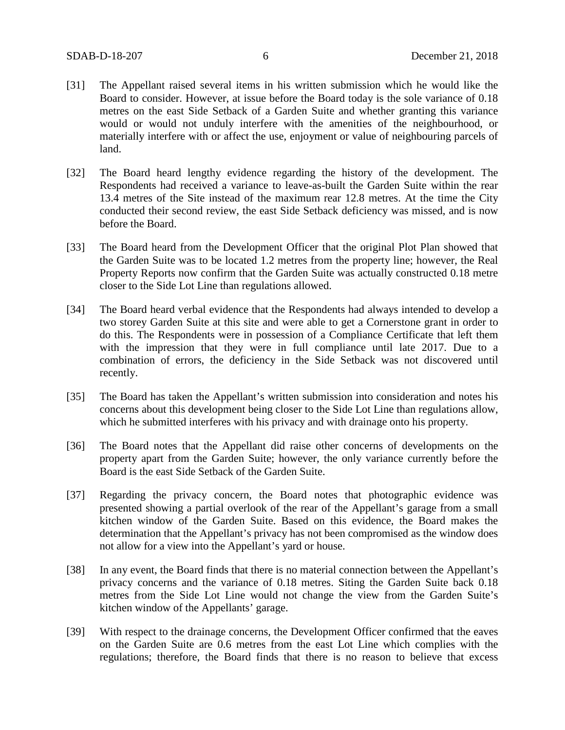[31] The Appellant raised several items in his written submission which he would like the Board to consider. However, at issue before the Board today is the sole variance of 0.18 metres on the east Side Setback of a Garden Suite and whether granting this variance would or would not unduly interfere with the amenities of the neighbourhood, or materially interfere with or affect the use, enjoyment or value of neighbouring parcels of land.

[32] The Board heard lengthy evidence regarding the history of the development. The Respondents had received a variance to leave-as-built the Garden Suite within the rear 13.4 metres of the Site instead of the maximum rear 12.8 metres. At the time the City conducted their second review, the east Side Setback deficiency was missed, and is now before the Board.

[33] The Board heard from the Development Officer that the original Plot Plan showed that the Garden Suite was to be located 1.2 metres from the property line; however, the Real Property Reports now confirm that the Garden Suite was actually constructed 0.18 metre closer to the Side Lot Line than regulations allowed.

[34] The Board heard verbal evidence that the Respondents had always intended to develop a two storey Garden Suite at this site and were able to get a Cornerstone grant in order to do this. The Respondents were in possession of a Compliance Certificate that left them with the impression that they were in full compliance until late 2017. Due to a combination of errors, the deficiency in the Side Setback was not discovered until recently.

[35] The Board has taken the Appellant's written submission into consideration and notes his concerns about this development being closer to the Side Lot Line than regulations allow, which he submitted interferes with his privacy and with drainage onto his property.

[36] The Board notes that the Appellant did raise other concerns of developments on the property apart from the Garden Suite; however, the only variance currently before the Board is the east Side Setback of the Garden Suite.

[37] Regarding the privacy concern, the Board notes that photographic evidence was presented showing a partial overlook of the rear of the Appellant's garage from a small kitchen window of the Garden Suite. Based on this evidence, the Board makes the determination that the Appellant's privacy has not been compromised as the window does not allow for a view into the Appellant's yard or house.

[38] In any event, the Board finds that there is no material connection between the Appellant's privacy concerns and the variance of 0.18 metres. Siting the Garden Suite back 0.18 metres from the Side Lot Line would not change the view from the Garden Suite's kitchen window of the Appellants' garage.

[39] With respect to the drainage concerns, the Development Officer confirmed that the eaves on the Garden Suite are 0.6 metres from the east Lot Line which complies with the regulations; therefore, the Board finds that there is no reason to believe that excess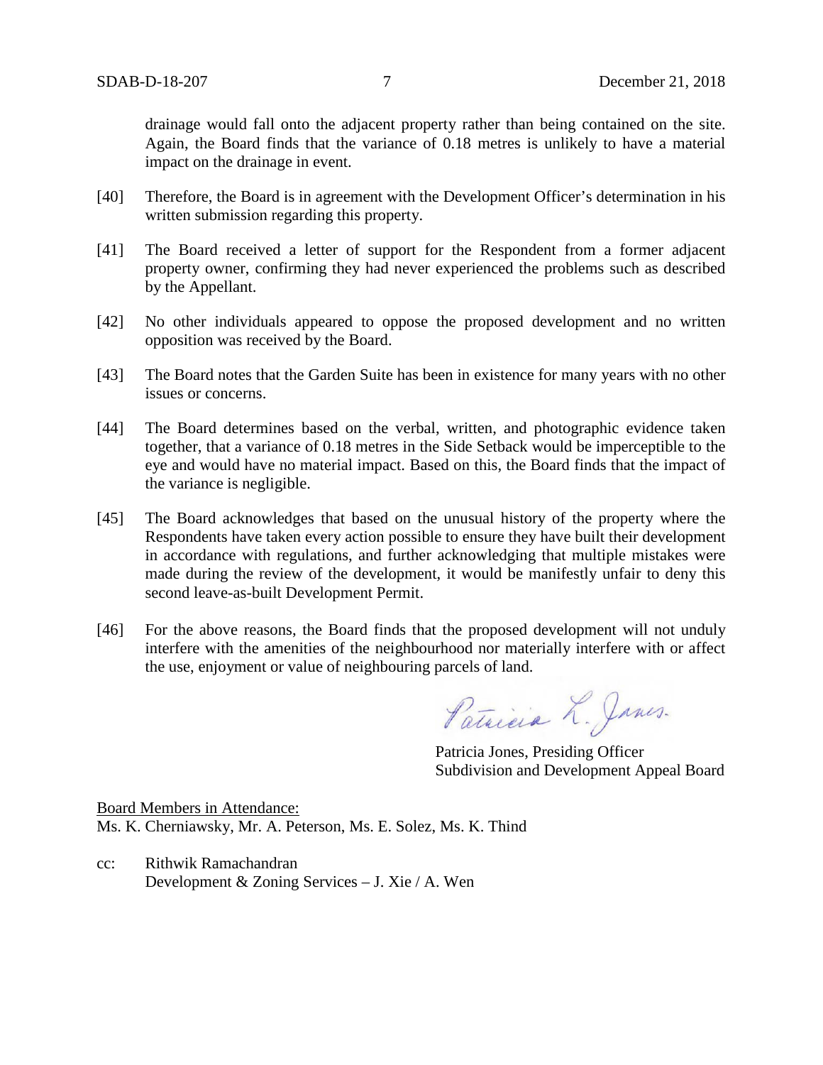drainage would fall onto the adjacent property rather than being contained on the site. Again, the Board finds that the variance of 0.18 metres is unlikely to have a material impact on the drainage in event.

[40] Therefore, the Board is in agreement with the Development Officer's determination in his written submission regarding this property.

[41] The Board received a letter of support for the Respondent from a former adjacent property owner, confirming they had never experienced the problems such as described by the Appellant.

[42] No other individuals appeared to oppose the proposed development and no written opposition was received by the Board.

[43] The Board notes that the Garden Suite has been in existence for many years with no other issues or concerns.

[44] The Board determines based on the verbal, written, and photographic evidence taken together, that a variance of 0.18 metres in the Side Setback would be imperceptible to the eye and would have no material impact. Based on this, the Board finds that the impact of the variance is negligible.

[45] The Board acknowledges that based on the unusual history of the property where the Respondents have taken every action possible to ensure they have built their development in accordance with regulations, and further acknowledging that multiple mistakes were made during the review of the development, it would be manifestly unfair to deny this second leave-as-built Development Permit.

[46] For the above reasons, the Board finds that the proposed development will not unduly interfere with the amenities of the neighbourhood nor materially interfere with or affect the use, enjoyment or value of neighbouring parcels of land.

Patricia L. Jones

Patricia Jones, Presiding Officer
Subdivision and Development Appeal Board

Board Members in Attendance:
Ms. K. Cherniawsky, Mr. A. Peterson, Ms. E. Solez, Ms. K. Thind

cc: Rithwik Ramachandran
Development & Zoning Services – J. Xie / A. Wen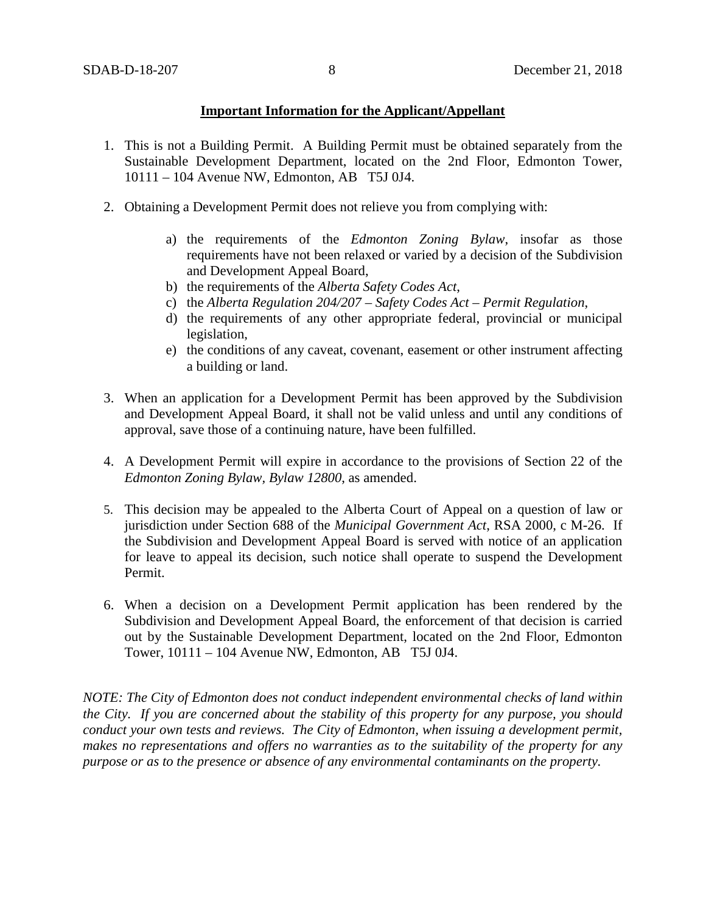**Important Information for the Applicant/Appellant**

1. This is not a Building Permit. A Building Permit must be obtained separately from the Sustainable Development Department, located on the 2nd Floor, Edmonton Tower, 10111 – 104 Avenue NW, Edmonton, AB T5J 0J4.

2. Obtaining a Development Permit does not relieve you from complying with:

    a) the requirements of the *Edmonton Zoning Bylaw*, insofar as those requirements have not been relaxed or varied by a decision of the Subdivision and Development Appeal Board,
    b) the requirements of the *Alberta Safety Codes Act*,
    c) the *Alberta Regulation 204/207 – Safety Codes Act – Permit Regulation*,
    d) the requirements of any other appropriate federal, provincial or municipal legislation,
    e) the conditions of any caveat, covenant, easement or other instrument affecting a building or land.

3. When an application for a Development Permit has been approved by the Subdivision and Development Appeal Board, it shall not be valid unless and until any conditions of approval, save those of a continuing nature, have been fulfilled.

4. A Development Permit will expire in accordance to the provisions of Section 22 of the *Edmonton Zoning Bylaw, Bylaw 12800*, as amended.

5. This decision may be appealed to the Alberta Court of Appeal on a question of law or jurisdiction under Section 688 of the *Municipal Government Act*, RSA 2000, c M-26. If the Subdivision and Development Appeal Board is served with notice of an application for leave to appeal its decision, such notice shall operate to suspend the Development Permit.

6. When a decision on a Development Permit application has been rendered by the Subdivision and Development Appeal Board, the enforcement of that decision is carried out by the Sustainable Development Department, located on the 2nd Floor, Edmonton Tower, 10111 – 104 Avenue NW, Edmonton, AB T5J 0J4.

*NOTE: The City of Edmonton does not conduct independent environmental checks of land within the City. If you are concerned about the stability of this property for any purpose, you should conduct your own tests and reviews. The City of Edmonton, when issuing a development permit, makes no representations and offers no warranties as to the suitability of the property for any purpose or as to the presence or absence of any environmental contaminants on the property.*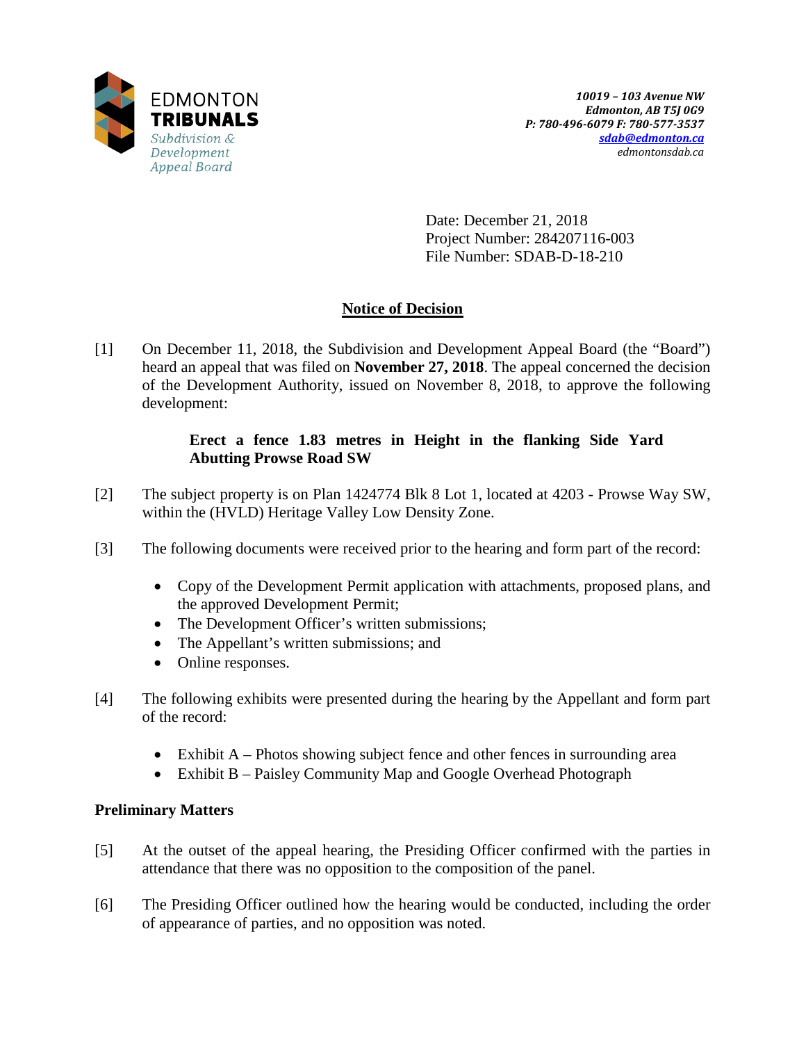EDMONTON
**TRIBUNALS**
*Subdivision & Development Appeal Board*

*10019 – 103 Avenue NW*
*Edmonton, AB T5J 0G9*
*P: 780-496-6079 F: 780-577-3537*
*sdab@edmonton.ca*
*edmontonsdab.ca*

Date: December 21, 2018
Project Number: 284207116-003
File Number: SDAB-D-18-210

## Notice of Decision

[1] On December 11, 2018, the Subdivision and Development Appeal Board (the "Board") heard an appeal that was filed on **November 27, 2018**. The appeal concerned the decision of the Development Authority, issued on November 8, 2018, to approve the following development:

> **Erect a fence 1.83 metres in Height in the flanking Side Yard Abutting Prowse Road SW**

[2] The subject property is on Plan 1424774 Blk 8 Lot 1, located at 4203 - Prowse Way SW, within the (HVLD) Heritage Valley Low Density Zone.

[3] The following documents were received prior to the hearing and form part of the record:

- Copy of the Development Permit application with attachments, proposed plans, and the approved Development Permit;
- The Development Officer's written submissions;
- The Appellant's written submissions; and
- Online responses.

[4] The following exhibits were presented during the hearing by the Appellant and form part of the record:

- Exhibit A – Photos showing subject fence and other fences in surrounding area
- Exhibit B – Paisley Community Map and Google Overhead Photograph

### Preliminary Matters

[5] At the outset of the appeal hearing, the Presiding Officer confirmed with the parties in attendance that there was no opposition to the composition of the panel.

[6] The Presiding Officer outlined how the hearing would be conducted, including the order of appearance of parties, and no opposition was noted.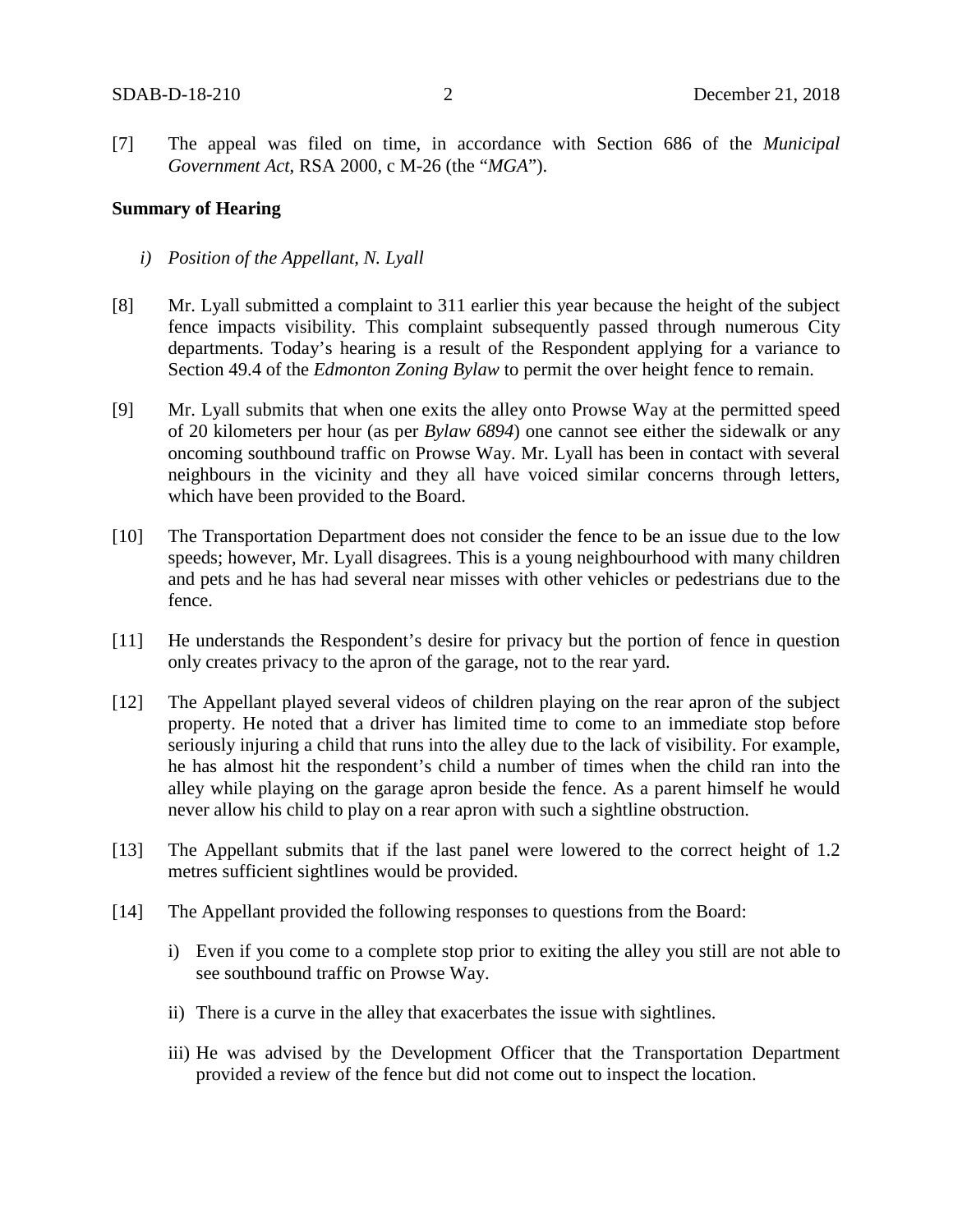[7] The appeal was filed on time, in accordance with Section 686 of the *Municipal Government Act*, RSA 2000, c M-26 (the "*MGA*").

**Summary of Hearing**

*i) Position of the Appellant, N. Lyall*

[8] Mr. Lyall submitted a complaint to 311 earlier this year because the height of the subject fence impacts visibility. This complaint subsequently passed through numerous City departments. Today's hearing is a result of the Respondent applying for a variance to Section 49.4 of the *Edmonton Zoning Bylaw* to permit the over height fence to remain.

[9] Mr. Lyall submits that when one exits the alley onto Prowse Way at the permitted speed of 20 kilometers per hour (as per *Bylaw 6894*) one cannot see either the sidewalk or any oncoming southbound traffic on Prowse Way. Mr. Lyall has been in contact with several neighbours in the vicinity and they all have voiced similar concerns through letters, which have been provided to the Board.

[10] The Transportation Department does not consider the fence to be an issue due to the low speeds; however, Mr. Lyall disagrees. This is a young neighbourhood with many children and pets and he has had several near misses with other vehicles or pedestrians due to the fence.

[11] He understands the Respondent's desire for privacy but the portion of fence in question only creates privacy to the apron of the garage, not to the rear yard.

[12] The Appellant played several videos of children playing on the rear apron of the subject property. He noted that a driver has limited time to come to an immediate stop before seriously injuring a child that runs into the alley due to the lack of visibility. For example, he has almost hit the respondent's child a number of times when the child ran into the alley while playing on the garage apron beside the fence. As a parent himself he would never allow his child to play on a rear apron with such a sightline obstruction.

[13] The Appellant submits that if the last panel were lowered to the correct height of 1.2 metres sufficient sightlines would be provided.

[14] The Appellant provided the following responses to questions from the Board:

i) Even if you come to a complete stop prior to exiting the alley you still are not able to see southbound traffic on Prowse Way.

ii) There is a curve in the alley that exacerbates the issue with sightlines.

iii) He was advised by the Development Officer that the Transportation Department provided a review of the fence but did not come out to inspect the location.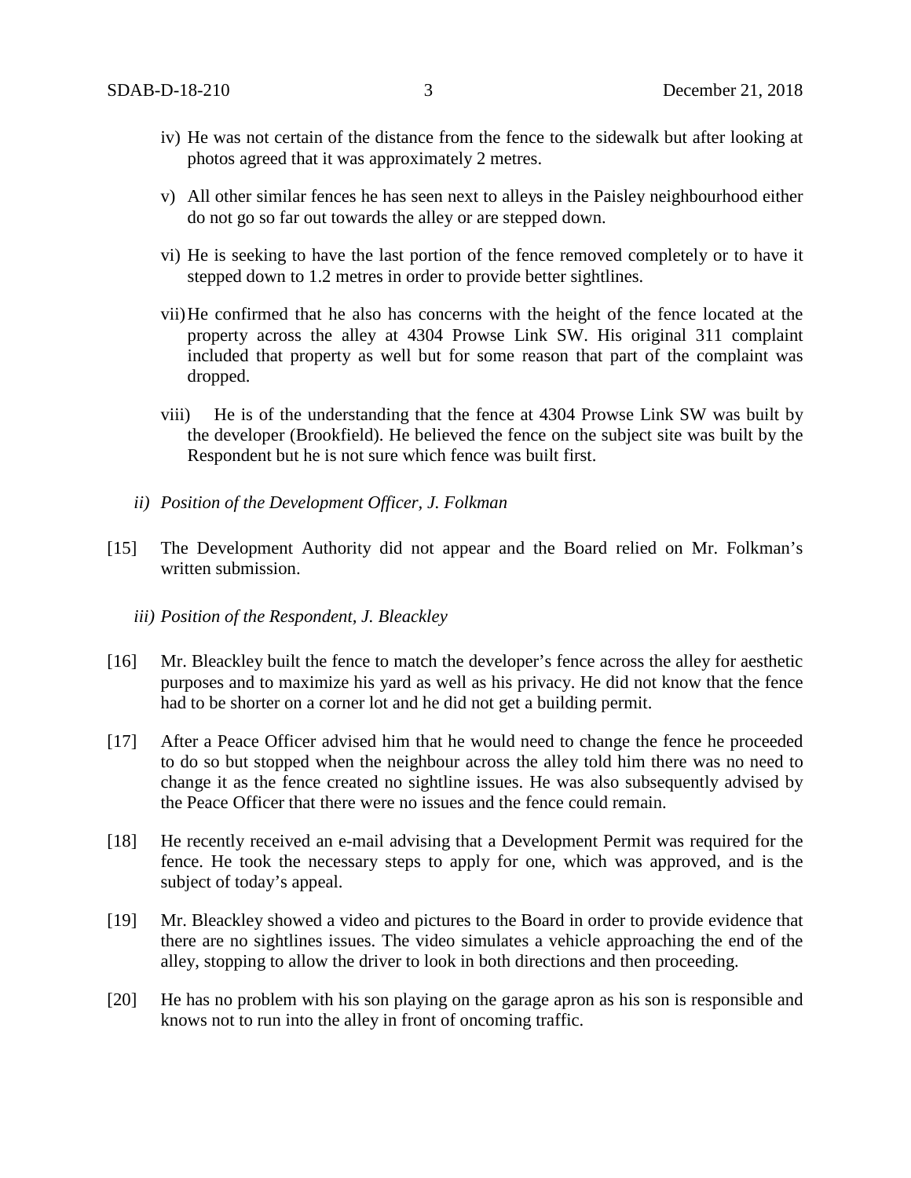iv) He was not certain of the distance from the fence to the sidewalk but after looking at photos agreed that it was approximately 2 metres.

v) All other similar fences he has seen next to alleys in the Paisley neighbourhood either do not go so far out towards the alley or are stepped down.

vi) He is seeking to have the last portion of the fence removed completely or to have it stepped down to 1.2 metres in order to provide better sightlines.

vii) He confirmed that he also has concerns with the height of the fence located at the property across the alley at 4304 Prowse Link SW. His original 311 complaint included that property as well but for some reason that part of the complaint was dropped.

viii) He is of the understanding that the fence at 4304 Prowse Link SW was built by the developer (Brookfield). He believed the fence on the subject site was built by the Respondent but he is not sure which fence was built first.

*ii) Position of the Development Officer, J. Folkman*

[15] The Development Authority did not appear and the Board relied on Mr. Folkman's written submission.

*iii) Position of the Respondent, J. Bleackley*

[16] Mr. Bleackley built the fence to match the developer's fence across the alley for aesthetic purposes and to maximize his yard as well as his privacy. He did not know that the fence had to be shorter on a corner lot and he did not get a building permit.

[17] After a Peace Officer advised him that he would need to change the fence he proceeded to do so but stopped when the neighbour across the alley told him there was no need to change it as the fence created no sightline issues. He was also subsequently advised by the Peace Officer that there were no issues and the fence could remain.

[18] He recently received an e-mail advising that a Development Permit was required for the fence. He took the necessary steps to apply for one, which was approved, and is the subject of today's appeal.

[19] Mr. Bleackley showed a video and pictures to the Board in order to provide evidence that there are no sightlines issues. The video simulates a vehicle approaching the end of the alley, stopping to allow the driver to look in both directions and then proceeding.

[20] He has no problem with his son playing on the garage apron as his son is responsible and knows not to run into the alley in front of oncoming traffic.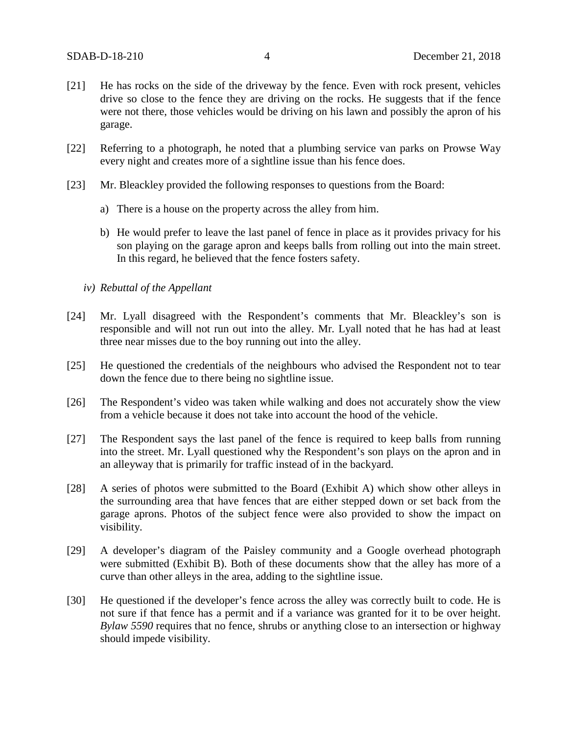[21] He has rocks on the side of the driveway by the fence. Even with rock present, vehicles drive so close to the fence they are driving on the rocks. He suggests that if the fence were not there, those vehicles would be driving on his lawn and possibly the apron of his garage.

[22] Referring to a photograph, he noted that a plumbing service van parks on Prowse Way every night and creates more of a sightline issue than his fence does.

[23] Mr. Bleackley provided the following responses to questions from the Board:

a) There is a house on the property across the alley from him.

b) He would prefer to leave the last panel of fence in place as it provides privacy for his son playing on the garage apron and keeps balls from rolling out into the main street. In this regard, he believed that the fence fosters safety.

*iv) Rebuttal of the Appellant*

[24] Mr. Lyall disagreed with the Respondent's comments that Mr. Bleackley's son is responsible and will not run out into the alley. Mr. Lyall noted that he has had at least three near misses due to the boy running out into the alley.

[25] He questioned the credentials of the neighbours who advised the Respondent not to tear down the fence due to there being no sightline issue.

[26] The Respondent's video was taken while walking and does not accurately show the view from a vehicle because it does not take into account the hood of the vehicle.

[27] The Respondent says the last panel of the fence is required to keep balls from running into the street. Mr. Lyall questioned why the Respondent's son plays on the apron and in an alleyway that is primarily for traffic instead of in the backyard.

[28] A series of photos were submitted to the Board (Exhibit A) which show other alleys in the surrounding area that have fences that are either stepped down or set back from the garage aprons. Photos of the subject fence were also provided to show the impact on visibility.

[29] A developer's diagram of the Paisley community and a Google overhead photograph were submitted (Exhibit B). Both of these documents show that the alley has more of a curve than other alleys in the area, adding to the sightline issue.

[30] He questioned if the developer's fence across the alley was correctly built to code. He is not sure if that fence has a permit and if a variance was granted for it to be over height. *Bylaw 5590* requires that no fence, shrubs or anything close to an intersection or highway should impede visibility.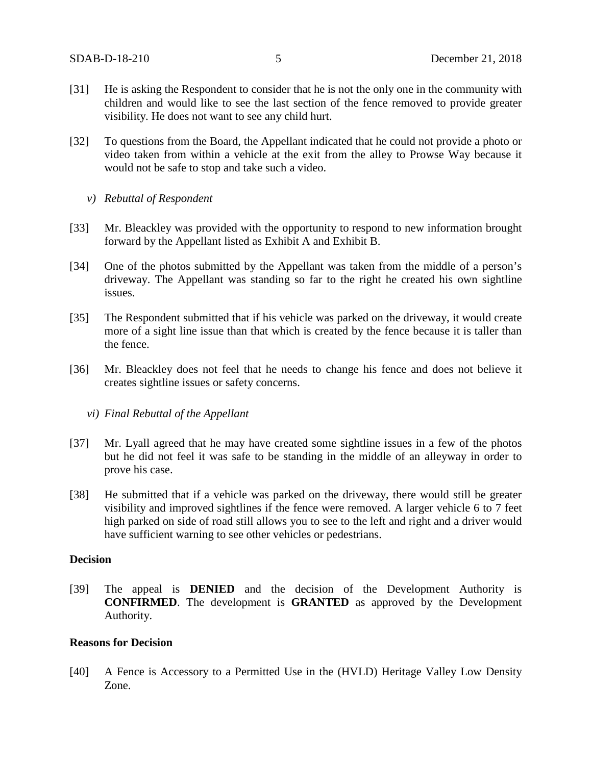[31] He is asking the Respondent to consider that he is not the only one in the community with children and would like to see the last section of the fence removed to provide greater visibility. He does not want to see any child hurt.

[32] To questions from the Board, the Appellant indicated that he could not provide a photo or video taken from within a vehicle at the exit from the alley to Prowse Way because it would not be safe to stop and take such a video.

*v) Rebuttal of Respondent*

[33] Mr. Bleackley was provided with the opportunity to respond to new information brought forward by the Appellant listed as Exhibit A and Exhibit B.

[34] One of the photos submitted by the Appellant was taken from the middle of a person's driveway. The Appellant was standing so far to the right he created his own sightline issues.

[35] The Respondent submitted that if his vehicle was parked on the driveway, it would create more of a sight line issue than that which is created by the fence because it is taller than the fence.

[36] Mr. Bleackley does not feel that he needs to change his fence and does not believe it creates sightline issues or safety concerns.

*vi) Final Rebuttal of the Appellant*

[37] Mr. Lyall agreed that he may have created some sightline issues in a few of the photos but he did not feel it was safe to be standing in the middle of an alleyway in order to prove his case.

[38] He submitted that if a vehicle was parked on the driveway, there would still be greater visibility and improved sightlines if the fence were removed. A larger vehicle 6 to 7 feet high parked on side of road still allows you to see to the left and right and a driver would have sufficient warning to see other vehicles or pedestrians.

**Decision**

[39] The appeal is **DENIED** and the decision of the Development Authority is **CONFIRMED**. The development is **GRANTED** as approved by the Development Authority.

**Reasons for Decision**

[40] A Fence is Accessory to a Permitted Use in the (HVLD) Heritage Valley Low Density Zone.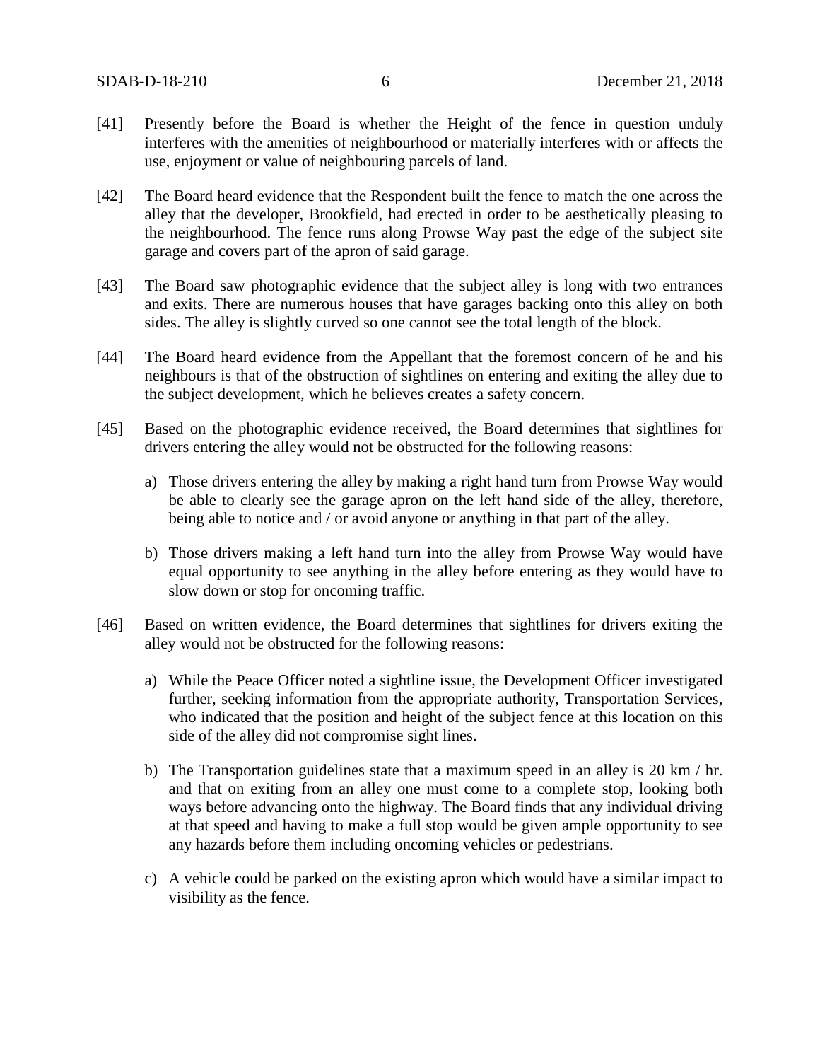[41] Presently before the Board is whether the Height of the fence in question unduly interferes with the amenities of neighbourhood or materially interferes with or affects the use, enjoyment or value of neighbouring parcels of land.

[42] The Board heard evidence that the Respondent built the fence to match the one across the alley that the developer, Brookfield, had erected in order to be aesthetically pleasing to the neighbourhood. The fence runs along Prowse Way past the edge of the subject site garage and covers part of the apron of said garage.

[43] The Board saw photographic evidence that the subject alley is long with two entrances and exits. There are numerous houses that have garages backing onto this alley on both sides. The alley is slightly curved so one cannot see the total length of the block.

[44] The Board heard evidence from the Appellant that the foremost concern of he and his neighbours is that of the obstruction of sightlines on entering and exiting the alley due to the subject development, which he believes creates a safety concern.

[45] Based on the photographic evidence received, the Board determines that sightlines for drivers entering the alley would not be obstructed for the following reasons:

a) Those drivers entering the alley by making a right hand turn from Prowse Way would be able to clearly see the garage apron on the left hand side of the alley, therefore, being able to notice and / or avoid anyone or anything in that part of the alley.

b) Those drivers making a left hand turn into the alley from Prowse Way would have equal opportunity to see anything in the alley before entering as they would have to slow down or stop for oncoming traffic.

[46] Based on written evidence, the Board determines that sightlines for drivers exiting the alley would not be obstructed for the following reasons:

a) While the Peace Officer noted a sightline issue, the Development Officer investigated further, seeking information from the appropriate authority, Transportation Services, who indicated that the position and height of the subject fence at this location on this side of the alley did not compromise sight lines.

b) The Transportation guidelines state that a maximum speed in an alley is 20 km / hr. and that on exiting from an alley one must come to a complete stop, looking both ways before advancing onto the highway. The Board finds that any individual driving at that speed and having to make a full stop would be given ample opportunity to see any hazards before them including oncoming vehicles or pedestrians.

c) A vehicle could be parked on the existing apron which would have a similar impact to visibility as the fence.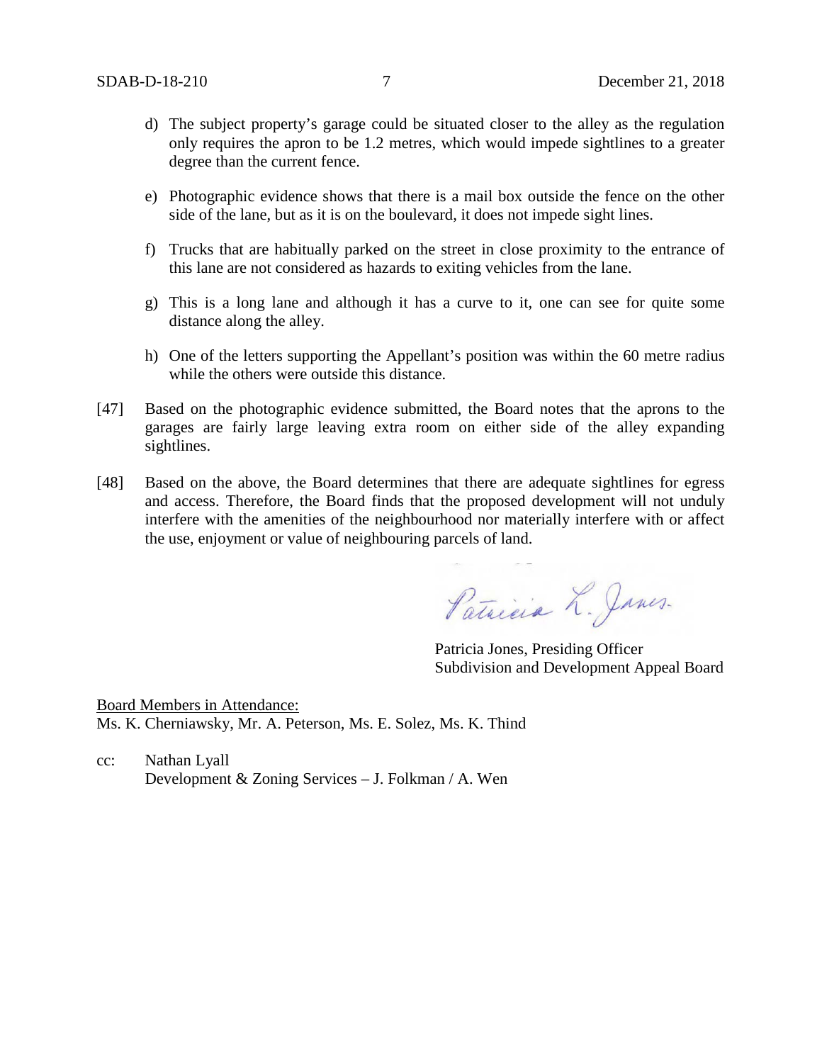d) The subject property's garage could be situated closer to the alley as the regulation only requires the apron to be 1.2 metres, which would impede sightlines to a greater degree than the current fence.

e) Photographic evidence shows that there is a mail box outside the fence on the other side of the lane, but as it is on the boulevard, it does not impede sight lines.

f) Trucks that are habitually parked on the street in close proximity to the entrance of this lane are not considered as hazards to exiting vehicles from the lane.

g) This is a long lane and although it has a curve to it, one can see for quite some distance along the alley.

h) One of the letters supporting the Appellant's position was within the 60 metre radius while the others were outside this distance.

[47] Based on the photographic evidence submitted, the Board notes that the aprons to the garages are fairly large leaving extra room on either side of the alley expanding sightlines.

[48] Based on the above, the Board determines that there are adequate sightlines for egress and access. Therefore, the Board finds that the proposed development will not unduly interfere with the amenities of the neighbourhood nor materially interfere with or affect the use, enjoyment or value of neighbouring parcels of land.

Patricia L. Jones

Patricia Jones, Presiding Officer
Subdivision and Development Appeal Board

Board Members in Attendance:
Ms. K. Cherniawsky, Mr. A. Peterson, Ms. E. Solez, Ms. K. Thind

cc: Nathan Lyall
Development & Zoning Services – J. Folkman / A. Wen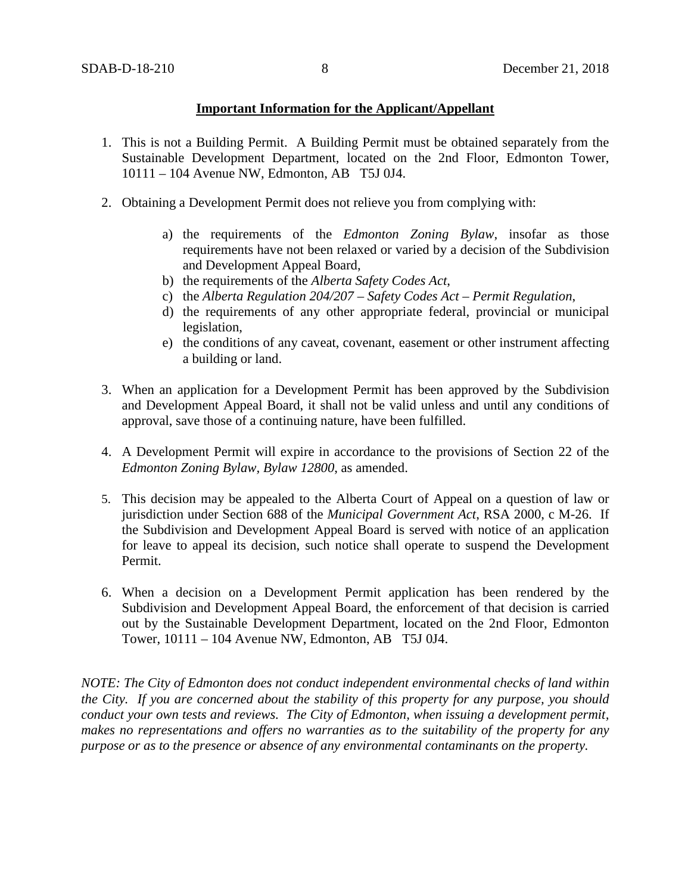**Important Information for the Applicant/Appellant**

1. This is not a Building Permit. A Building Permit must be obtained separately from the Sustainable Development Department, located on the 2nd Floor, Edmonton Tower, 10111 – 104 Avenue NW, Edmonton, AB T5J 0J4.

2. Obtaining a Development Permit does not relieve you from complying with:

    a) the requirements of the *Edmonton Zoning Bylaw*, insofar as those requirements have not been relaxed or varied by a decision of the Subdivision and Development Appeal Board,
    b) the requirements of the *Alberta Safety Codes Act*,
    c) the *Alberta Regulation 204/207 – Safety Codes Act – Permit Regulation*,
    d) the requirements of any other appropriate federal, provincial or municipal legislation,
    e) the conditions of any caveat, covenant, easement or other instrument affecting a building or land.

3. When an application for a Development Permit has been approved by the Subdivision and Development Appeal Board, it shall not be valid unless and until any conditions of approval, save those of a continuing nature, have been fulfilled.

4. A Development Permit will expire in accordance to the provisions of Section 22 of the *Edmonton Zoning Bylaw, Bylaw 12800*, as amended.

5. This decision may be appealed to the Alberta Court of Appeal on a question of law or jurisdiction under Section 688 of the *Municipal Government Act*, RSA 2000, c M-26. If the Subdivision and Development Appeal Board is served with notice of an application for leave to appeal its decision, such notice shall operate to suspend the Development Permit.

6. When a decision on a Development Permit application has been rendered by the Subdivision and Development Appeal Board, the enforcement of that decision is carried out by the Sustainable Development Department, located on the 2nd Floor, Edmonton Tower, 10111 – 104 Avenue NW, Edmonton, AB T5J 0J4.

*NOTE: The City of Edmonton does not conduct independent environmental checks of land within the City. If you are concerned about the stability of this property for any purpose, you should conduct your own tests and reviews. The City of Edmonton, when issuing a development permit, makes no representations and offers no warranties as to the suitability of the property for any purpose or as to the presence or absence of any environmental contaminants on the property.*